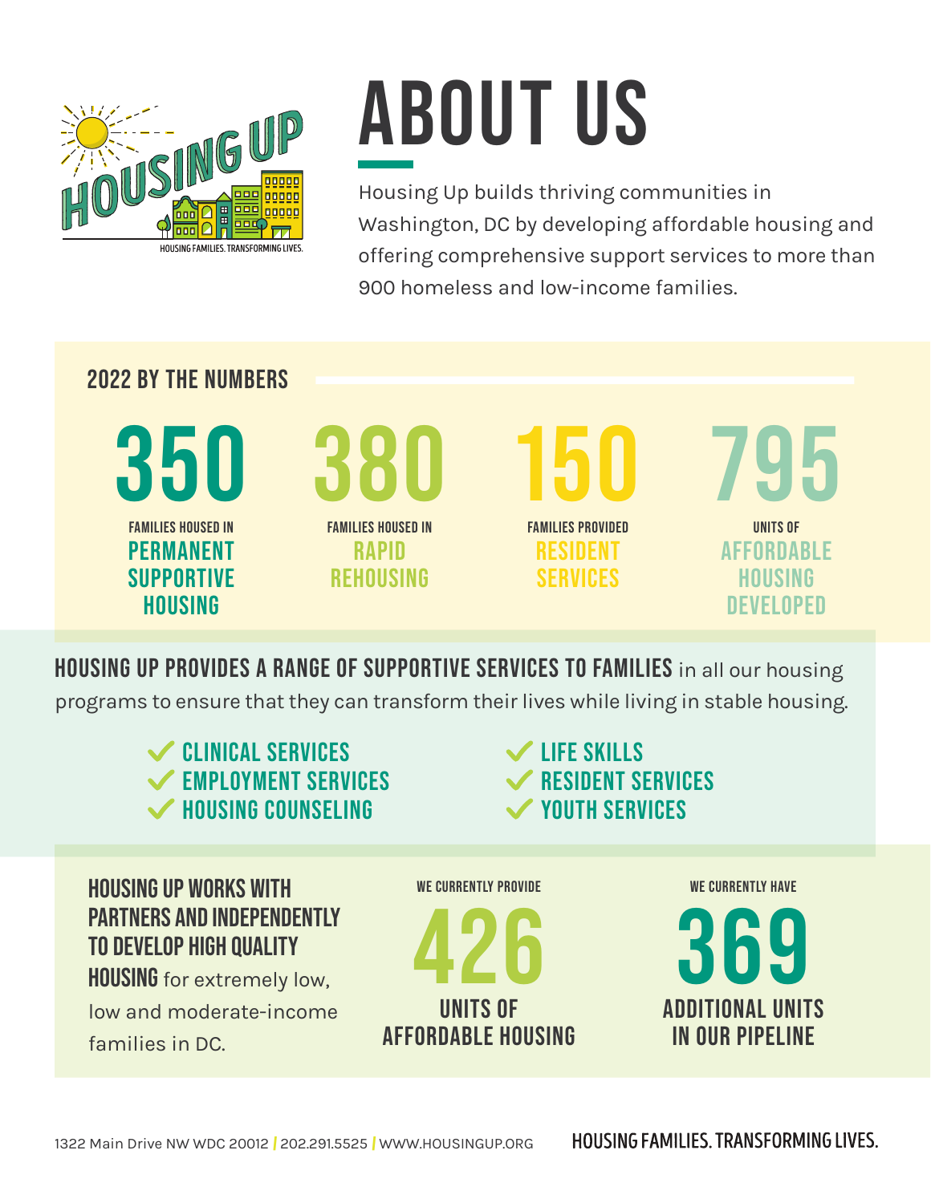HOUSING UP

HOUSING FAMILIES. TRANSFORMING LIVES.

# ABOUT US

Housing Up builds thriving communities in Washington, DC by developing affordable housing and offering comprehensive support services to more than 900 homeless and low-income families.

## 2022 BY THE NUMBERS

**350**
FAMILIES HOUSED IN **PERMANENT SUPPORTIVE HOUSING**

**380**
FAMILIES HOUSED IN **RAPID REHOUSING**

**150**
FAMILIES PROVIDED **RESIDENT SERVICES**

**795**
UNITS OF **AFFORDABLE HOUSING DEVELOPED**

**HOUSING UP PROVIDES A RANGE OF SUPPORTIVE SERVICES TO FAMILIES** in all our housing programs to ensure that they can transform their lives while living in stable housing.

- ✓ CLINICAL SERVICES
- ✓ EMPLOYMENT SERVICES
- ✓ HOUSING COUNSELING
- ✓ LIFE SKILLS
- ✓ RESIDENT SERVICES
- ✓ YOUTH SERVICES

**HOUSING UP WORKS WITH PARTNERS AND INDEPENDENTLY TO DEVELOP HIGH QUALITY HOUSING** for extremely low, low and moderate-income families in DC.

WE CURRENTLY PROVIDE
**426**
UNITS OF AFFORDABLE HOUSING

WE CURRENTLY HAVE
**369**
ADDITIONAL UNITS IN OUR PIPELINE

1322 Main Drive NW WDC 20012 | 202.291.5525 | WWW.HOUSINGUP.ORG

HOUSING FAMILIES. TRANSFORMING LIVES.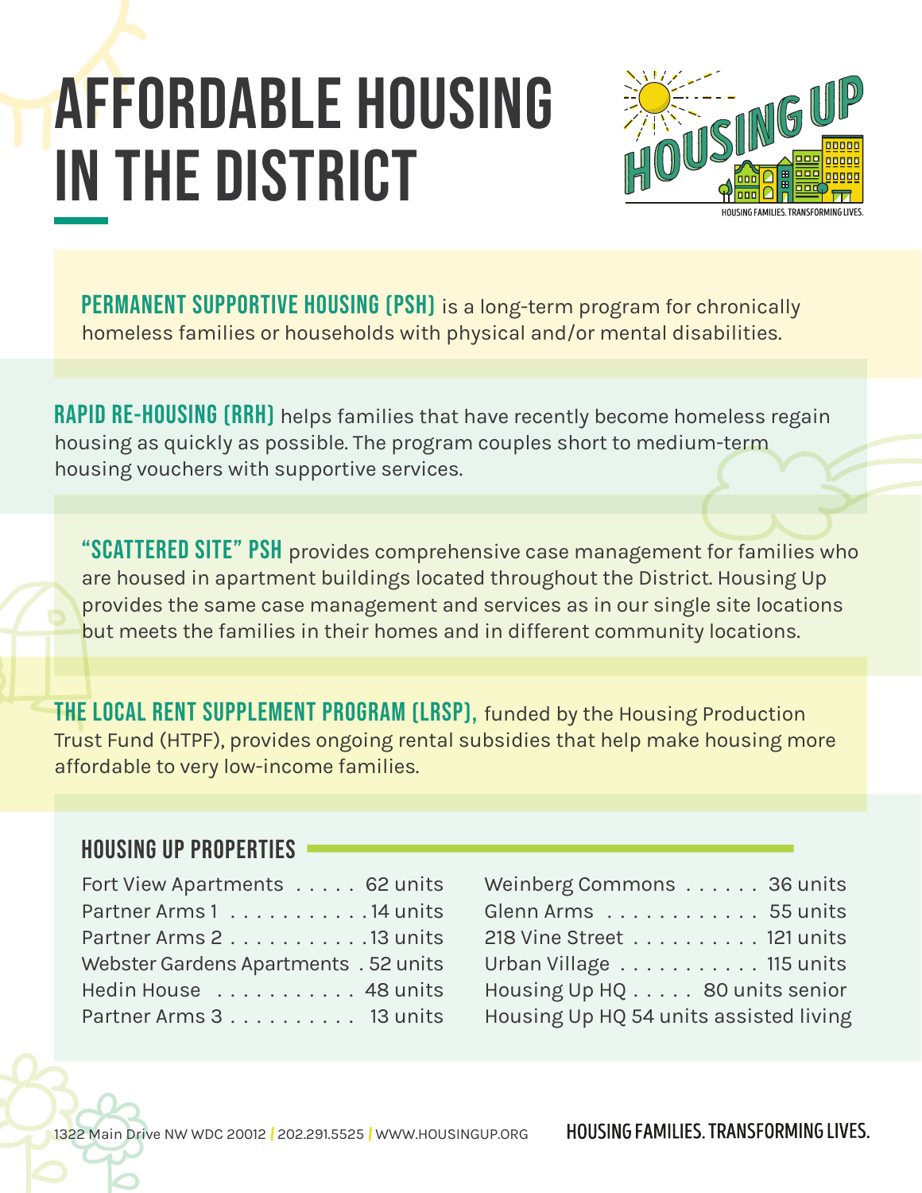# AFFORDABLE HOUSING IN THE DISTRICT

HOUSING UP

HOUSING FAMILIES. TRANSFORMING LIVES.

**PERMANENT SUPPORTIVE HOUSING (PSH)** is a long-term program for chronically homeless families or households with physical and/or mental disabilities.

**RAPID RE-HOUSING (RRH)** helps families that have recently become homeless regain housing as quickly as possible. The program couples short to medium-term housing vouchers with supportive services.

**"SCATTERED SITE" PSH** provides comprehensive case management for families who are housed in apartment buildings located throughout the District. Housing Up provides the same case management and services as in our single site locations but meets the families in their homes and in different community locations.

**THE LOCAL RENT SUPPLEMENT PROGRAM (LRSP),** funded by the Housing Production Trust Fund (HTPF), provides ongoing rental subsidies that help make housing more affordable to very low-income families.

## HOUSING UP PROPERTIES

- Fort View Apartments . . . . . 62 units
- Partner Arms 1 . . . . . . . . . . . 14 units
- Partner Arms 2 . . . . . . . . . . . 13 units
- Webster Gardens Apartments . 52 units
- Hedin House . . . . . . . . . . . 48 units
- Partner Arms 3 . . . . . . . . . . 13 units
- Weinberg Commons . . . . . . 36 units
- Glenn Arms . . . . . . . . . . . . 55 units
- 218 Vine Street . . . . . . . . . . 121 units
- Urban Village . . . . . . . . . . . 115 units
- Housing Up HQ . . . . . 80 units senior
- Housing Up HQ 54 units assisted living

1322 Main Drive NW WDC 20012 | 202.291.5525 | WWW.HOUSINGUP.ORG

HOUSING FAMILIES. TRANSFORMING LIVES.